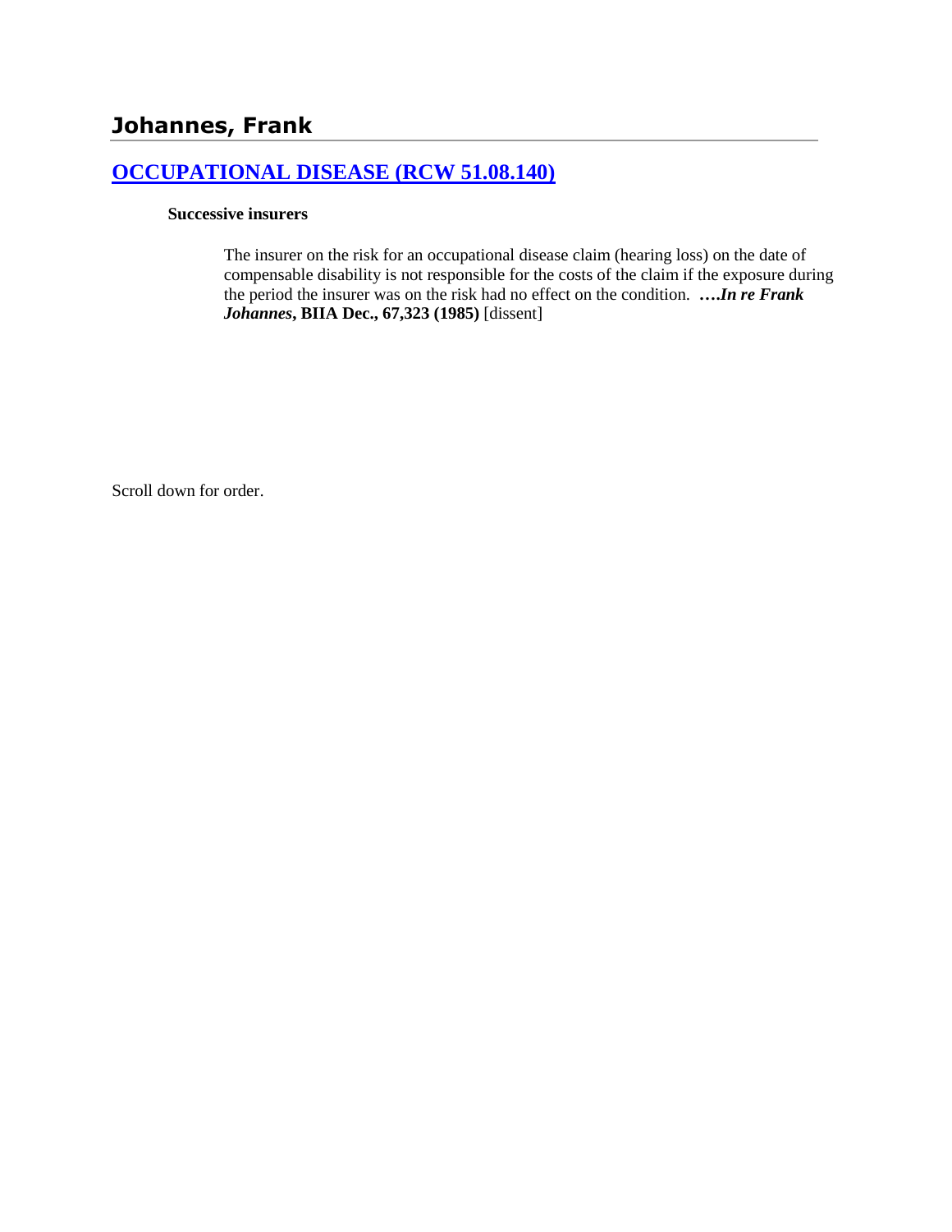# Johannes, Frank

## OCCUPATIONAL DISEASE (RCW 51.08.140)

**Successive insurers**

> The insurer on the risk for an occupational disease claim (hearing loss) on the date of compensable disability is not responsible for the costs of the claim if the exposure during the period the insurer was on the risk had no effect on the condition. ***….In re Frank Johannes*, BIIA Dec., 67,323 (1985)** [dissent]

Scroll down for order.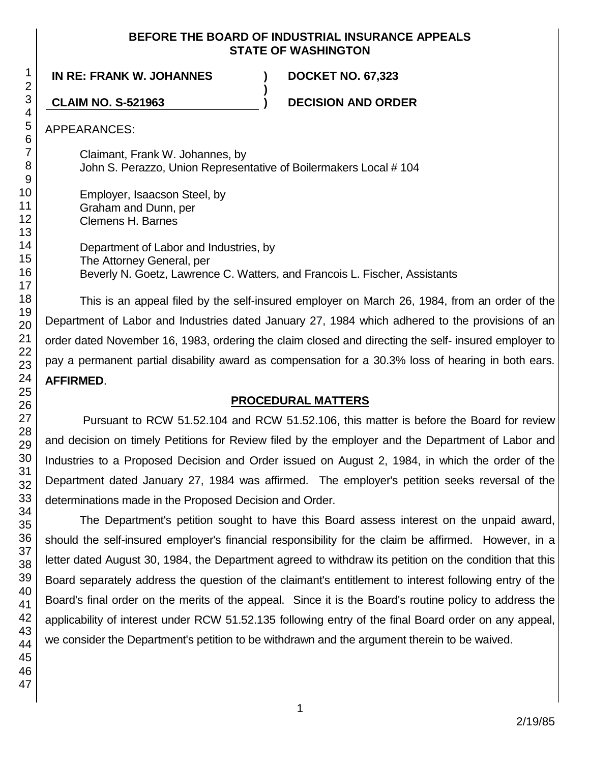**BEFORE THE BOARD OF INDUSTRIAL INSURANCE APPEALS STATE OF WASHINGTON**

**IN RE: FRANK W. JOHANNES ) DOCKET NO. 67,323**

**CLAIM NO. S-521963 ) DECISION AND ORDER**

APPEARANCES:

Claimant, Frank W. Johannes, by
John S. Perazzo, Union Representative of Boilermakers Local # 104

Employer, Isaacson Steel, by
Graham and Dunn, per
Clemens H. Barnes

Department of Labor and Industries, by
The Attorney General, per
Beverly N. Goetz, Lawrence C. Watters, and Francois L. Fischer, Assistants

This is an appeal filed by the self-insured employer on March 26, 1984, from an order of the Department of Labor and Industries dated January 27, 1984 which adhered to the provisions of an order dated November 16, 1983, ordering the claim closed and directing the self- insured employer to pay a permanent partial disability award as compensation for a 30.3% loss of hearing in both ears. **AFFIRMED**.

## PROCEDURAL MATTERS

Pursuant to RCW 51.52.104 and RCW 51.52.106, this matter is before the Board for review and decision on timely Petitions for Review filed by the employer and the Department of Labor and Industries to a Proposed Decision and Order issued on August 2, 1984, in which the order of the Department dated January 27, 1984 was affirmed. The employer's petition seeks reversal of the determinations made in the Proposed Decision and Order.

The Department's petition sought to have this Board assess interest on the unpaid award, should the self-insured employer's financial responsibility for the claim be affirmed. However, in a letter dated August 30, 1984, the Department agreed to withdraw its petition on the condition that this Board separately address the question of the claimant's entitlement to interest following entry of the Board's final order on the merits of the appeal. Since it is the Board's routine policy to address the applicability of interest under RCW 51.52.135 following entry of the final Board order on any appeal, we consider the Department's petition to be withdrawn and the argument therein to be waived.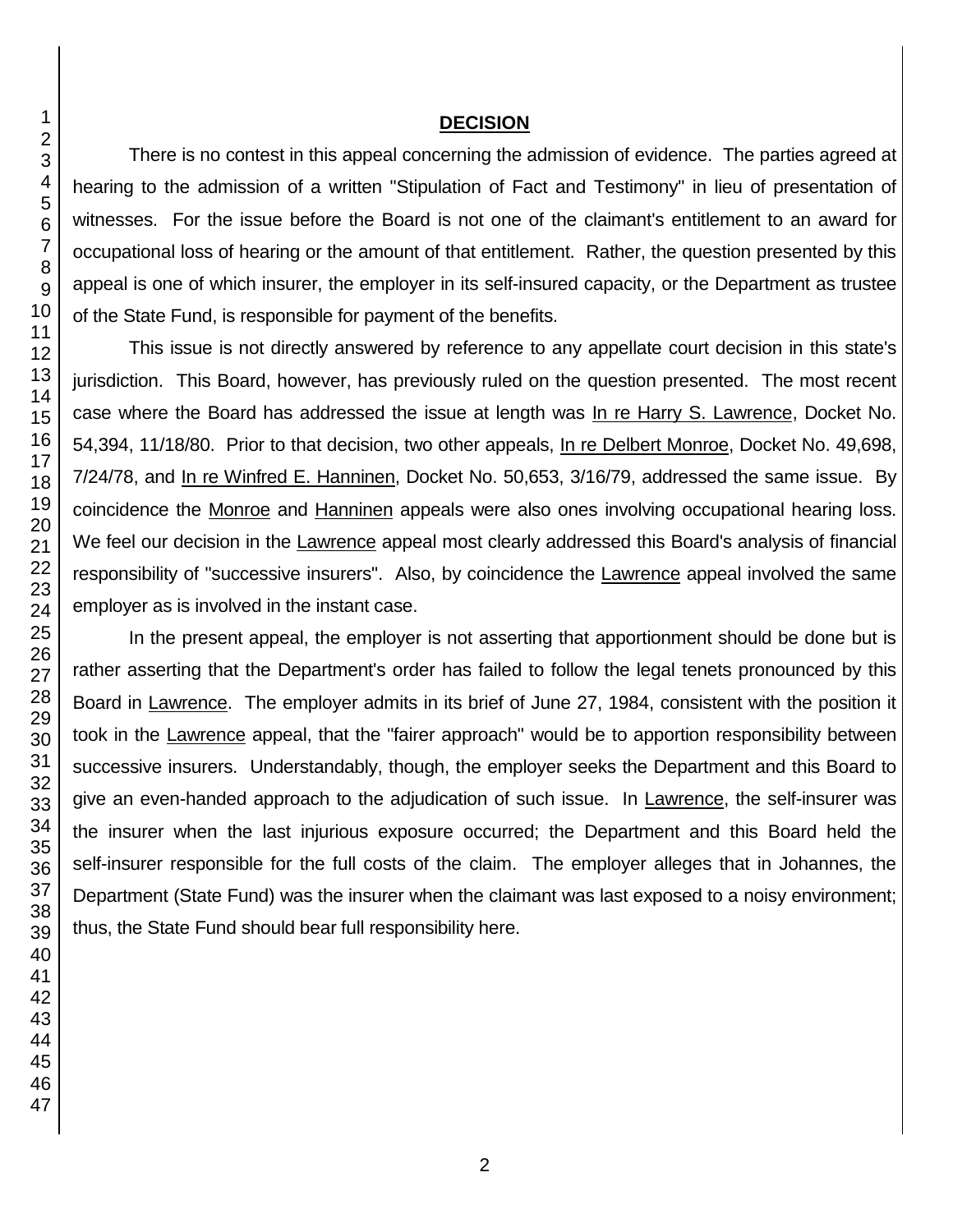## DECISION

There is no contest in this appeal concerning the admission of evidence. The parties agreed at hearing to the admission of a written "Stipulation of Fact and Testimony" in lieu of presentation of witnesses. For the issue before the Board is not one of the claimant's entitlement to an award for occupational loss of hearing or the amount of that entitlement. Rather, the question presented by this appeal is one of which insurer, the employer in its self-insured capacity, or the Department as trustee of the State Fund, is responsible for payment of the benefits.

This issue is not directly answered by reference to any appellate court decision in this state's jurisdiction. This Board, however, has previously ruled on the question presented. The most recent case where the Board has addressed the issue at length was In re Harry S. Lawrence, Docket No. 54,394, 11/18/80. Prior to that decision, two other appeals, In re Delbert Monroe, Docket No. 49,698, 7/24/78, and In re Winfred E. Hanninen, Docket No. 50,653, 3/16/79, addressed the same issue. By coincidence the Monroe and Hanninen appeals were also ones involving occupational hearing loss. We feel our decision in the Lawrence appeal most clearly addressed this Board's analysis of financial responsibility of "successive insurers". Also, by coincidence the Lawrence appeal involved the same employer as is involved in the instant case.

In the present appeal, the employer is not asserting that apportionment should be done but is rather asserting that the Department's order has failed to follow the legal tenets pronounced by this Board in Lawrence. The employer admits in its brief of June 27, 1984, consistent with the position it took in the Lawrence appeal, that the "fairer approach" would be to apportion responsibility between successive insurers. Understandably, though, the employer seeks the Department and this Board to give an even-handed approach to the adjudication of such issue. In Lawrence, the self-insurer was the insurer when the last injurious exposure occurred; the Department and this Board held the self-insurer responsible for the full costs of the claim. The employer alleges that in Johannes, the Department (State Fund) was the insurer when the claimant was last exposed to a noisy environment; thus, the State Fund should bear full responsibility here.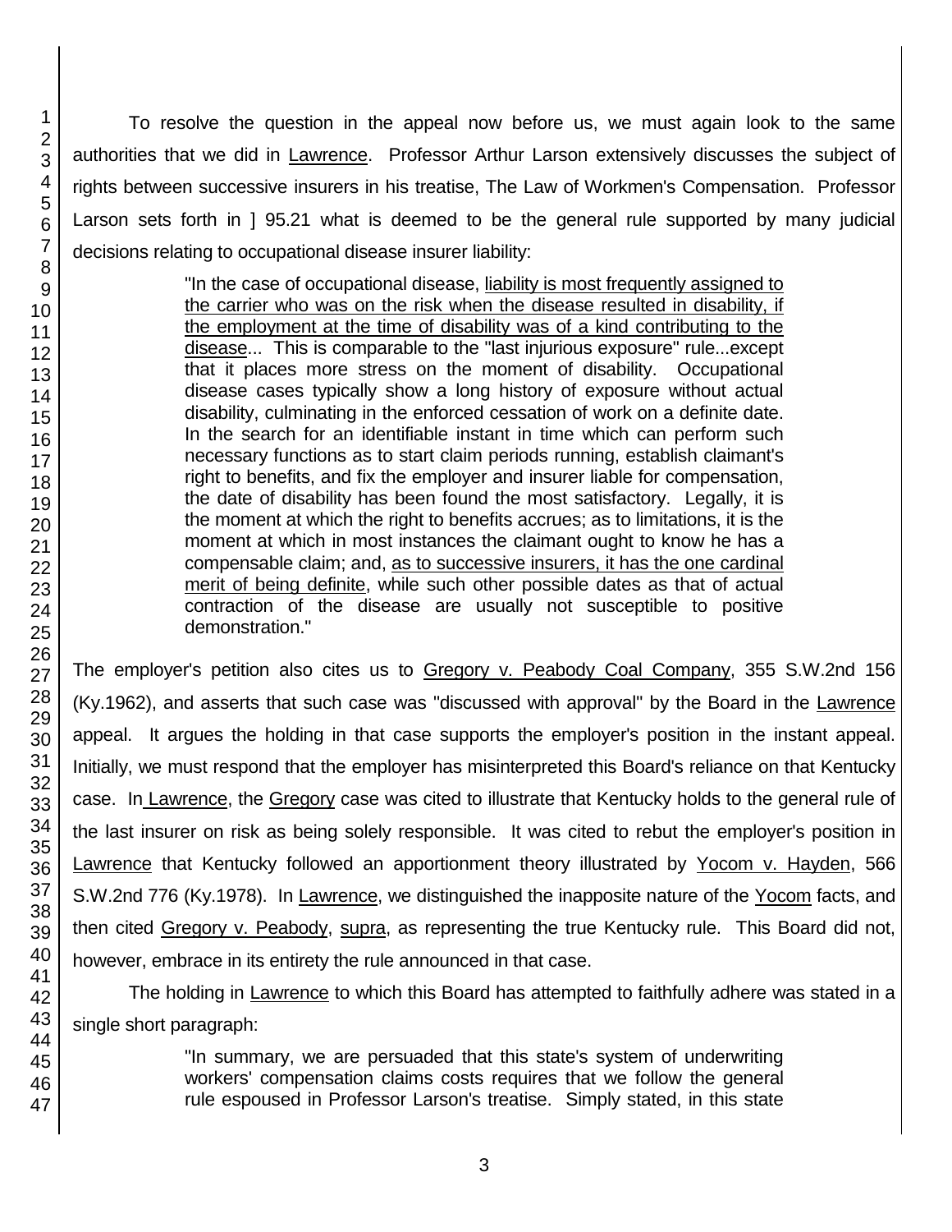To resolve the question in the appeal now before us, we must again look to the same authorities that we did in Lawrence. Professor Arthur Larson extensively discusses the subject of rights between successive insurers in his treatise, The Law of Workmen's Compensation. Professor Larson sets forth in ] 95.21 what is deemed to be the general rule supported by many judicial decisions relating to occupational disease insurer liability:

> "In the case of occupational disease, liability is most frequently assigned to the carrier who was on the risk when the disease resulted in disability, if the employment at the time of disability was of a kind contributing to the disease... This is comparable to the "last injurious exposure" rule...except that it places more stress on the moment of disability. Occupational disease cases typically show a long history of exposure without actual disability, culminating in the enforced cessation of work on a definite date. In the search for an identifiable instant in time which can perform such necessary functions as to start claim periods running, establish claimant's right to benefits, and fix the employer and insurer liable for compensation, the date of disability has been found the most satisfactory. Legally, it is the moment at which the right to benefits accrues; as to limitations, it is the moment at which in most instances the claimant ought to know he has a compensable claim; and, as to successive insurers, it has the one cardinal merit of being definite, while such other possible dates as that of actual contraction of the disease are usually not susceptible to positive demonstration."

The employer's petition also cites us to Gregory v. Peabody Coal Company, 355 S.W.2nd 156 (Ky.1962), and asserts that such case was "discussed with approval" by the Board in the Lawrence appeal. It argues the holding in that case supports the employer's position in the instant appeal. Initially, we must respond that the employer has misinterpreted this Board's reliance on that Kentucky case. In Lawrence, the Gregory case was cited to illustrate that Kentucky holds to the general rule of the last insurer on risk as being solely responsible. It was cited to rebut the employer's position in Lawrence that Kentucky followed an apportionment theory illustrated by Yocom v. Hayden, 566 S.W.2nd 776 (Ky.1978). In Lawrence, we distinguished the inapposite nature of the Yocom facts, and then cited Gregory v. Peabody, supra, as representing the true Kentucky rule. This Board did not, however, embrace in its entirety the rule announced in that case.

The holding in Lawrence to which this Board has attempted to faithfully adhere was stated in a single short paragraph:

> "In summary, we are persuaded that this state's system of underwriting workers' compensation claims costs requires that we follow the general rule espoused in Professor Larson's treatise. Simply stated, in this state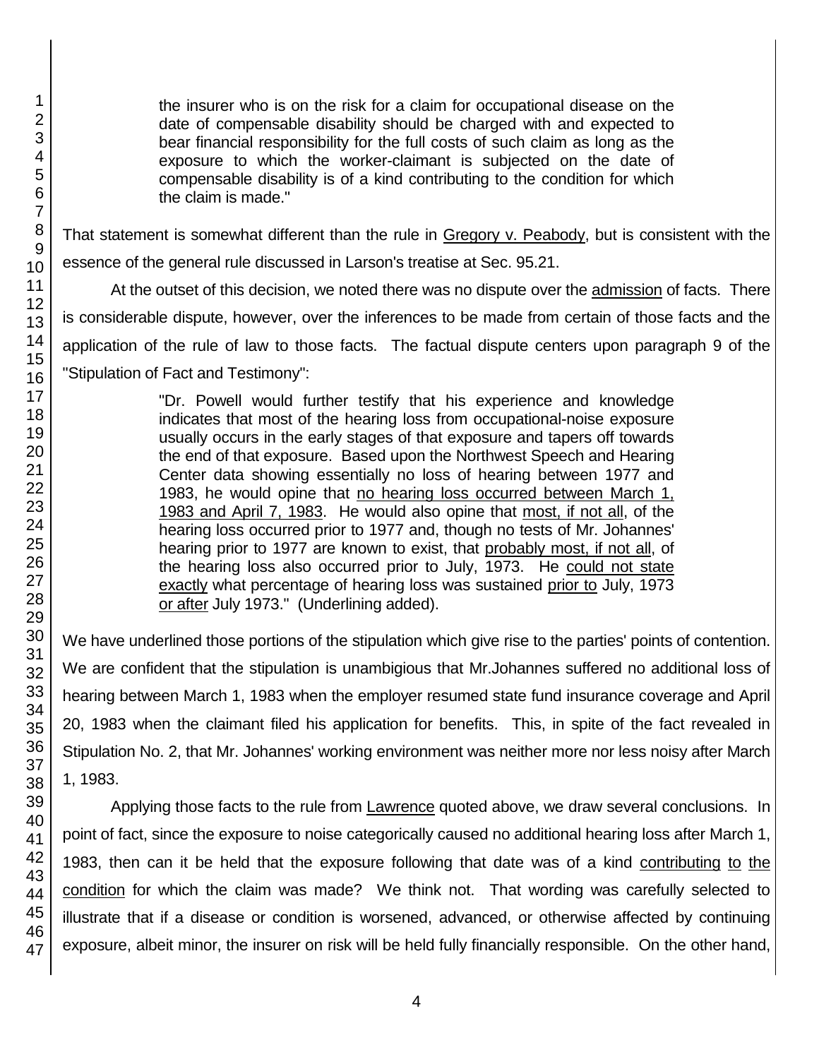> the insurer who is on the risk for a claim for occupational disease on the date of compensable disability should be charged with and expected to bear financial responsibility for the full costs of such claim as long as the exposure to which the worker-claimant is subjected on the date of compensable disability is of a kind contributing to the condition for which the claim is made."

That statement is somewhat different than the rule in Gregory v. Peabody, but is consistent with the essence of the general rule discussed in Larson's treatise at Sec. 95.21.

At the outset of this decision, we noted there was no dispute over the admission of facts. There is considerable dispute, however, over the inferences to be made from certain of those facts and the application of the rule of law to those facts. The factual dispute centers upon paragraph 9 of the "Stipulation of Fact and Testimony":

> "Dr. Powell would further testify that his experience and knowledge indicates that most of the hearing loss from occupational-noise exposure usually occurs in the early stages of that exposure and tapers off towards the end of that exposure. Based upon the Northwest Speech and Hearing Center data showing essentially no loss of hearing between 1977 and 1983, he would opine that no hearing loss occurred between March 1, 1983 and April 7, 1983. He would also opine that most, if not all, of the hearing loss occurred prior to 1977 and, though no tests of Mr. Johannes' hearing prior to 1977 are known to exist, that probably most, if not all, of the hearing loss also occurred prior to July, 1973. He could not state exactly what percentage of hearing loss was sustained prior to July, 1973 or after July 1973." (Underlining added).

We have underlined those portions of the stipulation which give rise to the parties' points of contention. We are confident that the stipulation is unambigious that Mr.Johannes suffered no additional loss of hearing between March 1, 1983 when the employer resumed state fund insurance coverage and April 20, 1983 when the claimant filed his application for benefits. This, in spite of the fact revealed in Stipulation No. 2, that Mr. Johannes' working environment was neither more nor less noisy after March 1, 1983.

Applying those facts to the rule from Lawrence quoted above, we draw several conclusions. In point of fact, since the exposure to noise categorically caused no additional hearing loss after March 1, 1983, then can it be held that the exposure following that date was of a kind contributing to the condition for which the claim was made? We think not. That wording was carefully selected to illustrate that if a disease or condition is worsened, advanced, or otherwise affected by continuing exposure, albeit minor, the insurer on risk will be held fully financially responsible. On the other hand,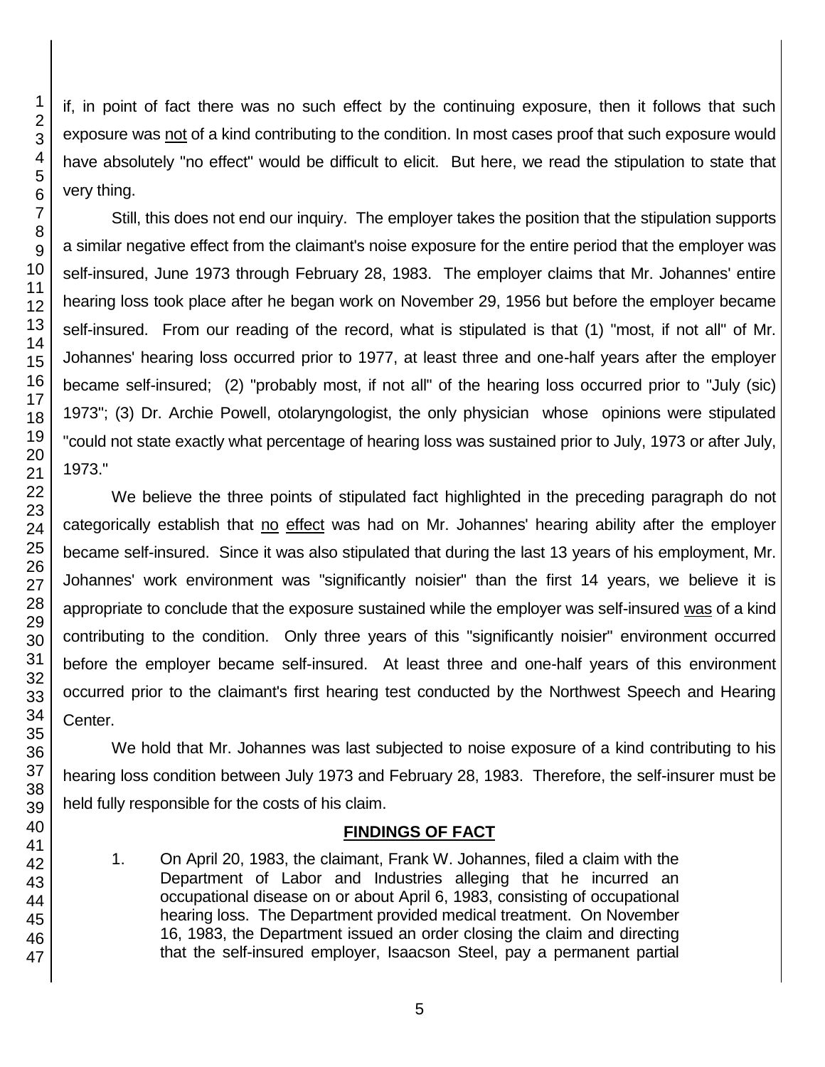if, in point of fact there was no such effect by the continuing exposure, then it follows that such exposure was not of a kind contributing to the condition. In most cases proof that such exposure would have absolutely "no effect" would be difficult to elicit. But here, we read the stipulation to state that very thing.

Still, this does not end our inquiry. The employer takes the position that the stipulation supports a similar negative effect from the claimant's noise exposure for the entire period that the employer was self-insured, June 1973 through February 28, 1983. The employer claims that Mr. Johannes' entire hearing loss took place after he began work on November 29, 1956 but before the employer became self-insured. From our reading of the record, what is stipulated is that (1) "most, if not all" of Mr. Johannes' hearing loss occurred prior to 1977, at least three and one-half years after the employer became self-insured; (2) "probably most, if not all" of the hearing loss occurred prior to "July (sic) 1973"; (3) Dr. Archie Powell, otolaryngologist, the only physician whose opinions were stipulated "could not state exactly what percentage of hearing loss was sustained prior to July, 1973 or after July, 1973."

We believe the three points of stipulated fact highlighted in the preceding paragraph do not categorically establish that no effect was had on Mr. Johannes' hearing ability after the employer became self-insured. Since it was also stipulated that during the last 13 years of his employment, Mr. Johannes' work environment was "significantly noisier" than the first 14 years, we believe it is appropriate to conclude that the exposure sustained while the employer was self-insured was of a kind contributing to the condition. Only three years of this "significantly noisier" environment occurred before the employer became self-insured. At least three and one-half years of this environment occurred prior to the claimant's first hearing test conducted by the Northwest Speech and Hearing Center.

We hold that Mr. Johannes was last subjected to noise exposure of a kind contributing to his hearing loss condition between July 1973 and February 28, 1983. Therefore, the self-insurer must be held fully responsible for the costs of his claim.

## FINDINGS OF FACT

1. On April 20, 1983, the claimant, Frank W. Johannes, filed a claim with the Department of Labor and Industries alleging that he incurred an occupational disease on or about April 6, 1983, consisting of occupational hearing loss. The Department provided medical treatment. On November 16, 1983, the Department issued an order closing the claim and directing that the self-insured employer, Isaacson Steel, pay a permanent partial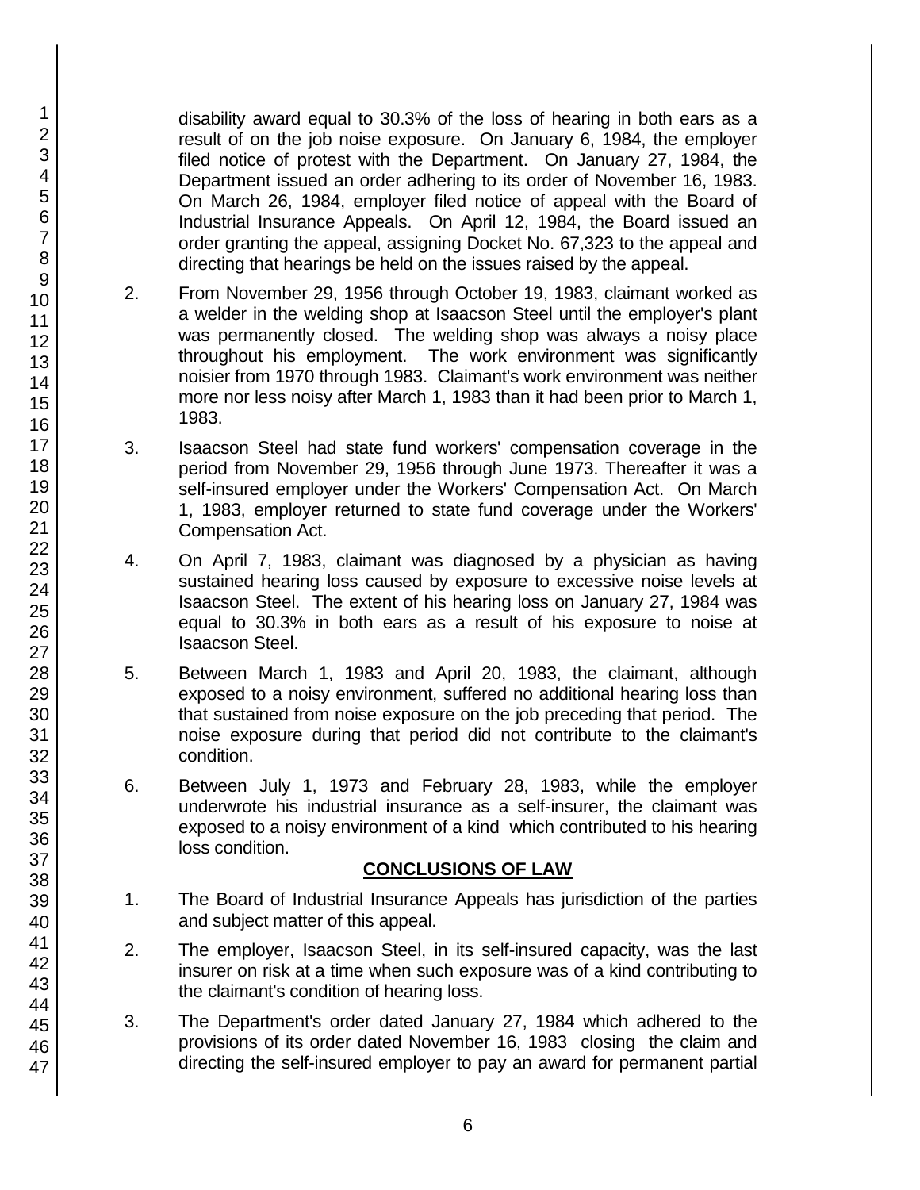disability award equal to 30.3% of the loss of hearing in both ears as a result of on the job noise exposure. On January 6, 1984, the employer filed notice of protest with the Department. On January 27, 1984, the Department issued an order adhering to its order of November 16, 1983. On March 26, 1984, employer filed notice of appeal with the Board of Industrial Insurance Appeals. On April 12, 1984, the Board issued an order granting the appeal, assigning Docket No. 67,323 to the appeal and directing that hearings be held on the issues raised by the appeal.

2. From November 29, 1956 through October 19, 1983, claimant worked as a welder in the welding shop at Isaacson Steel until the employer's plant was permanently closed. The welding shop was always a noisy place throughout his employment. The work environment was significantly noisier from 1970 through 1983. Claimant's work environment was neither more nor less noisy after March 1, 1983 than it had been prior to March 1, 1983.

3. Isaacson Steel had state fund workers' compensation coverage in the period from November 29, 1956 through June 1973. Thereafter it was a self-insured employer under the Workers' Compensation Act. On March 1, 1983, employer returned to state fund coverage under the Workers' Compensation Act.

4. On April 7, 1983, claimant was diagnosed by a physician as having sustained hearing loss caused by exposure to excessive noise levels at Isaacson Steel. The extent of his hearing loss on January 27, 1984 was equal to 30.3% in both ears as a result of his exposure to noise at Isaacson Steel.

5. Between March 1, 1983 and April 20, 1983, the claimant, although exposed to a noisy environment, suffered no additional hearing loss than that sustained from noise exposure on the job preceding that period. The noise exposure during that period did not contribute to the claimant's condition.

6. Between July 1, 1973 and February 28, 1983, while the employer underwrote his industrial insurance as a self-insurer, the claimant was exposed to a noisy environment of a kind which contributed to his hearing loss condition.

## CONCLUSIONS OF LAW

1. The Board of Industrial Insurance Appeals has jurisdiction of the parties and subject matter of this appeal.

2. The employer, Isaacson Steel, in its self-insured capacity, was the last insurer on risk at a time when such exposure was of a kind contributing to the claimant's condition of hearing loss.

3. The Department's order dated January 27, 1984 which adhered to the provisions of its order dated November 16, 1983 closing the claim and directing the self-insured employer to pay an award for permanent partial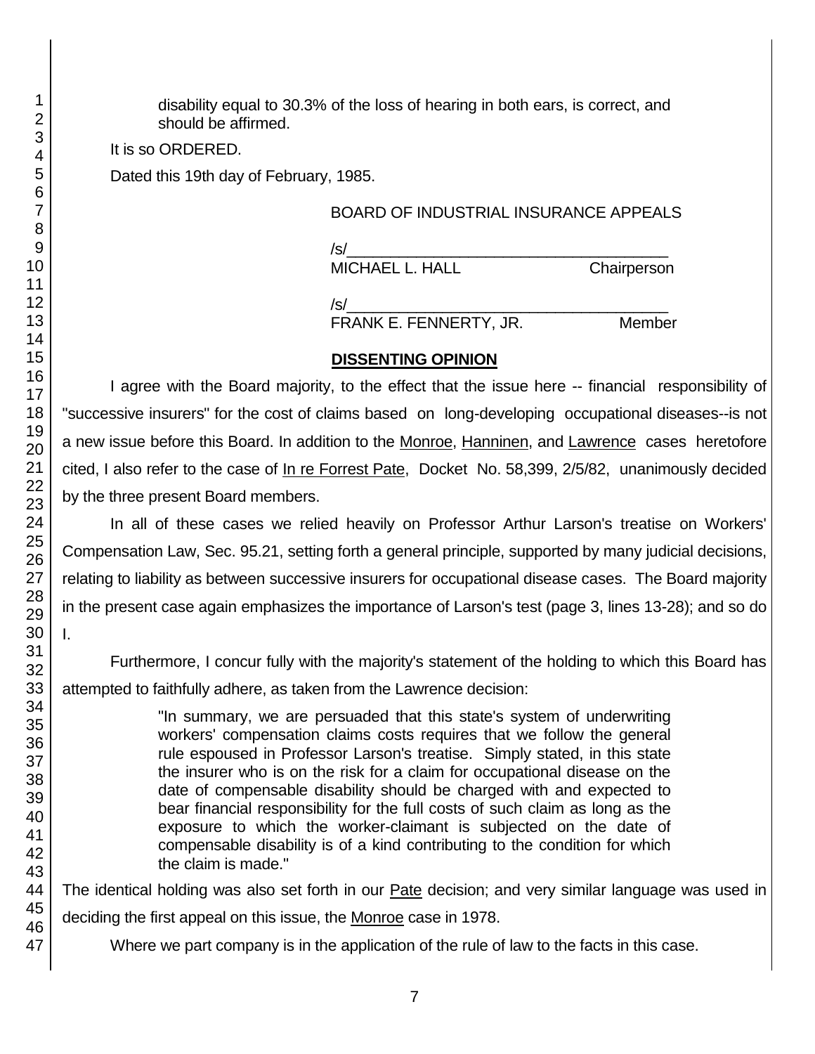disability equal to 30.3% of the loss of hearing in both ears, is correct, and should be affirmed.

It is so ORDERED.

Dated this 19th day of February, 1985.

BOARD OF INDUSTRIAL INSURANCE APPEALS

/s/________________________________________
MICHAEL L. HALL Chairperson

/s/________________________________________
FRANK E. FENNERTY, JR. Member

## DISSENTING OPINION

I agree with the Board majority, to the effect that the issue here -- financial responsibility of "successive insurers" for the cost of claims based on long-developing occupational diseases--is not a new issue before this Board. In addition to the Monroe, Hanninen, and Lawrence cases heretofore cited, I also refer to the case of In re Forrest Pate, Docket No. 58,399, 2/5/82, unanimously decided by the three present Board members.

In all of these cases we relied heavily on Professor Arthur Larson's treatise on Workers' Compensation Law, Sec. 95.21, setting forth a general principle, supported by many judicial decisions, relating to liability as between successive insurers for occupational disease cases. The Board majority in the present case again emphasizes the importance of Larson's test (page 3, lines 13-28); and so do I.

Furthermore, I concur fully with the majority's statement of the holding to which this Board has attempted to faithfully adhere, as taken from the Lawrence decision:

> "In summary, we are persuaded that this state's system of underwriting workers' compensation claims costs requires that we follow the general rule espoused in Professor Larson's treatise. Simply stated, in this state the insurer who is on the risk for a claim for occupational disease on the date of compensable disability should be charged with and expected to bear financial responsibility for the full costs of such claim as long as the exposure to which the worker-claimant is subjected on the date of compensable disability is of a kind contributing to the condition for which the claim is made."

The identical holding was also set forth in our Pate decision; and very similar language was used in deciding the first appeal on this issue, the Monroe case in 1978.

Where we part company is in the application of the rule of law to the facts in this case.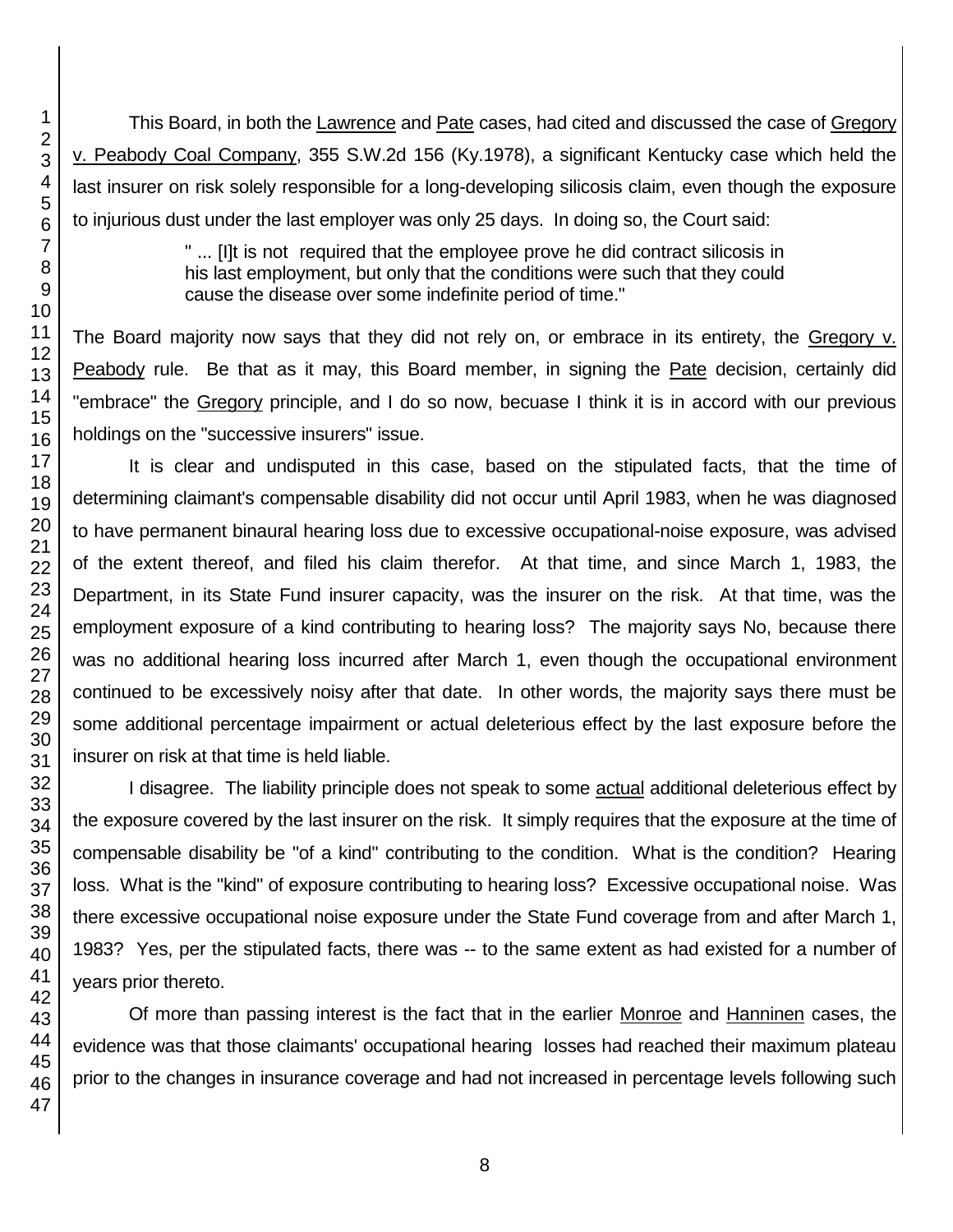This Board, in both the Lawrence and Pate cases, had cited and discussed the case of Gregory v. Peabody Coal Company, 355 S.W.2d 156 (Ky.1978), a significant Kentucky case which held the last insurer on risk solely responsible for a long-developing silicosis claim, even though the exposure to injurious dust under the last employer was only 25 days. In doing so, the Court said:

> " ... [I]t is not required that the employee prove he did contract silicosis in his last employment, but only that the conditions were such that they could cause the disease over some indefinite period of time."

The Board majority now says that they did not rely on, or embrace in its entirety, the Gregory v. Peabody rule. Be that as it may, this Board member, in signing the Pate decision, certainly did "embrace" the Gregory principle, and I do so now, becuase I think it is in accord with our previous holdings on the "successive insurers" issue.

It is clear and undisputed in this case, based on the stipulated facts, that the time of determining claimant's compensable disability did not occur until April 1983, when he was diagnosed to have permanent binaural hearing loss due to excessive occupational-noise exposure, was advised of the extent thereof, and filed his claim therefor. At that time, and since March 1, 1983, the Department, in its State Fund insurer capacity, was the insurer on the risk. At that time, was the employment exposure of a kind contributing to hearing loss? The majority says No, because there was no additional hearing loss incurred after March 1, even though the occupational environment continued to be excessively noisy after that date. In other words, the majority says there must be some additional percentage impairment or actual deleterious effect by the last exposure before the insurer on risk at that time is held liable.

I disagree. The liability principle does not speak to some actual additional deleterious effect by the exposure covered by the last insurer on the risk. It simply requires that the exposure at the time of compensable disability be "of a kind" contributing to the condition. What is the condition? Hearing loss. What is the "kind" of exposure contributing to hearing loss? Excessive occupational noise. Was there excessive occupational noise exposure under the State Fund coverage from and after March 1, 1983? Yes, per the stipulated facts, there was -- to the same extent as had existed for a number of years prior thereto.

Of more than passing interest is the fact that in the earlier Monroe and Hanninen cases, the evidence was that those claimants' occupational hearing losses had reached their maximum plateau prior to the changes in insurance coverage and had not increased in percentage levels following such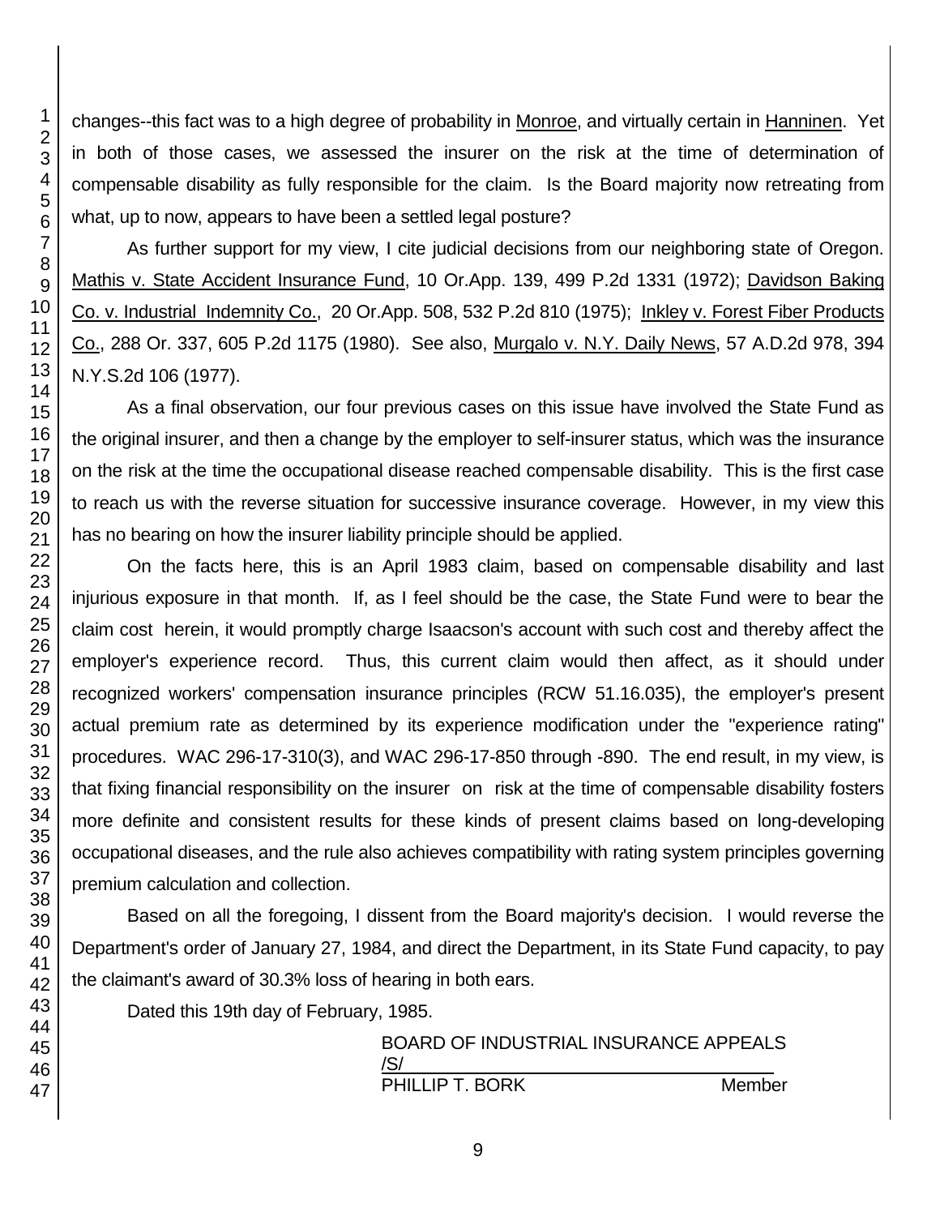changes--this fact was to a high degree of probability in Monroe, and virtually certain in Hanninen. Yet in both of those cases, we assessed the insurer on the risk at the time of determination of compensable disability as fully responsible for the claim. Is the Board majority now retreating from what, up to now, appears to have been a settled legal posture?

As further support for my view, I cite judicial decisions from our neighboring state of Oregon. Mathis v. State Accident Insurance Fund, 10 Or.App. 139, 499 P.2d 1331 (1972); Davidson Baking Co. v. Industrial Indemnity Co., 20 Or.App. 508, 532 P.2d 810 (1975); Inkley v. Forest Fiber Products Co., 288 Or. 337, 605 P.2d 1175 (1980). See also, Murgalo v. N.Y. Daily News, 57 A.D.2d 978, 394 N.Y.S.2d 106 (1977).

As a final observation, our four previous cases on this issue have involved the State Fund as the original insurer, and then a change by the employer to self-insurer status, which was the insurance on the risk at the time the occupational disease reached compensable disability. This is the first case to reach us with the reverse situation for successive insurance coverage. However, in my view this has no bearing on how the insurer liability principle should be applied.

On the facts here, this is an April 1983 claim, based on compensable disability and last injurious exposure in that month. If, as I feel should be the case, the State Fund were to bear the claim cost herein, it would promptly charge Isaacson's account with such cost and thereby affect the employer's experience record. Thus, this current claim would then affect, as it should under recognized workers' compensation insurance principles (RCW 51.16.035), the employer's present actual premium rate as determined by its experience modification under the "experience rating" procedures. WAC 296-17-310(3), and WAC 296-17-850 through -890. The end result, in my view, is that fixing financial responsibility on the insurer on risk at the time of compensable disability fosters more definite and consistent results for these kinds of present claims based on long-developing occupational diseases, and the rule also achieves compatibility with rating system principles governing premium calculation and collection.

Based on all the foregoing, I dissent from the Board majority's decision. I would reverse the Department's order of January 27, 1984, and direct the Department, in its State Fund capacity, to pay the claimant's award of 30.3% loss of hearing in both ears.

Dated this 19th day of February, 1985.

BOARD OF INDUSTRIAL INSURANCE APPEALS

/S/

PHILLIP T. BORK Member